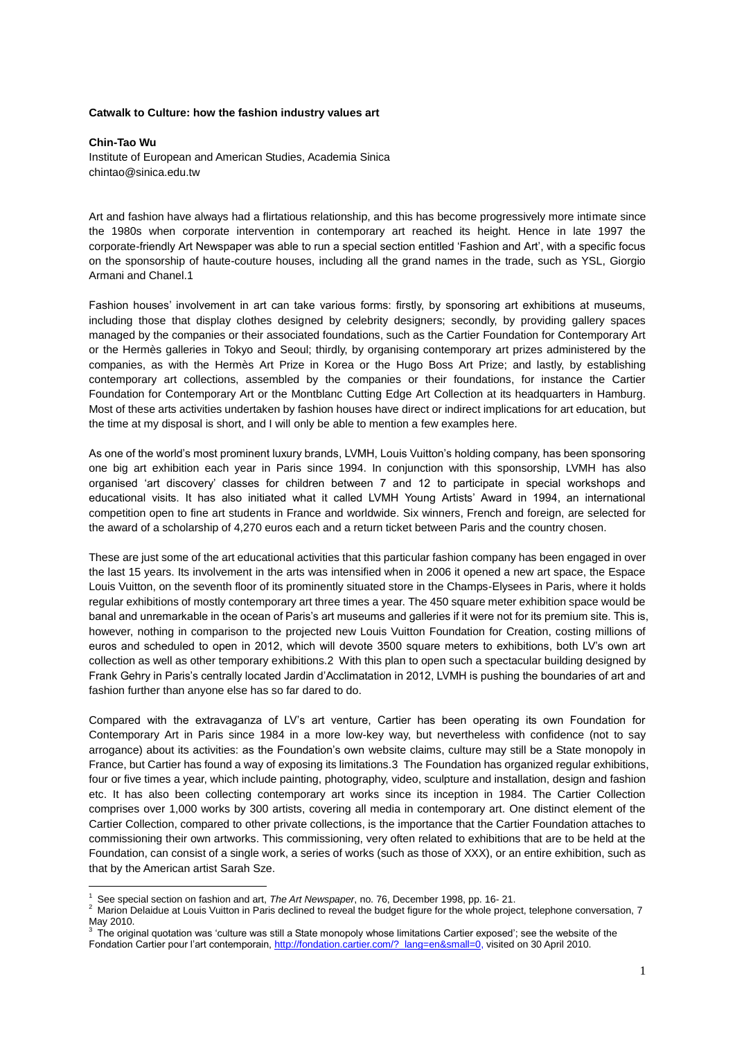**Catwalk to Culture: how the fashion industry values art**

**Chin-Tao Wu**
Institute of European and American Studies, Academia Sinica
chintao@sinica.edu.tw

Art and fashion have always had a flirtatious relationship, and this has become progressively more intimate since the 1980s when corporate intervention in contemporary art reached its height. Hence in late 1997 the corporate-friendly Art Newspaper was able to run a special section entitled 'Fashion and Art', with a specific focus on the sponsorship of haute-couture houses, including all the grand names in the trade, such as YSL, Giorgio Armani and Chanel.[1]

Fashion houses' involvement in art can take various forms: firstly, by sponsoring art exhibitions at museums, including those that display clothes designed by celebrity designers; secondly, by providing gallery spaces managed by the companies or their associated foundations, such as the Cartier Foundation for Contemporary Art or the Hermès galleries in Tokyo and Seoul; thirdly, by organising contemporary art prizes administered by the companies, as with the Hermès Art Prize in Korea or the Hugo Boss Art Prize; and lastly, by establishing contemporary art collections, assembled by the companies or their foundations, for instance the Cartier Foundation for Contemporary Art or the Montblanc Cutting Edge Art Collection at its headquarters in Hamburg. Most of these arts activities undertaken by fashion houses have direct or indirect implications for art education, but the time at my disposal is short, and I will only be able to mention a few examples here.

As one of the world's most prominent luxury brands, LVMH, Louis Vuitton's holding company, has been sponsoring one big art exhibition each year in Paris since 1994. In conjunction with this sponsorship, LVMH has also organised 'art discovery' classes for children between 7 and 12 to participate in special workshops and educational visits. It has also initiated what it called LVMH Young Artists' Award in 1994, an international competition open to fine art students in France and worldwide. Six winners, French and foreign, are selected for the award of a scholarship of 4,270 euros each and a return ticket between Paris and the country chosen.

These are just some of the art educational activities that this particular fashion company has been engaged in over the last 15 years. Its involvement in the arts was intensified when in 2006 it opened a new art space, the Espace Louis Vuitton, on the seventh floor of its prominently situated store in the Champs-Elysees in Paris, where it holds regular exhibitions of mostly contemporary art three times a year. The 450 square meter exhibition space would be banal and unremarkable in the ocean of Paris's art museums and galleries if it were not for its premium site. This is, however, nothing in comparison to the projected new Louis Vuitton Foundation for Creation, costing millions of euros and scheduled to open in 2012, which will devote 3500 square meters to exhibitions, both LV's own art collection as well as other temporary exhibitions.[2] With this plan to open such a spectacular building designed by Frank Gehry in Paris's centrally located Jardin d'Acclimatation in 2012, LVMH is pushing the boundaries of art and fashion further than anyone else has so far dared to do.

Compared with the extravaganza of LV's art venture, Cartier has been operating its own Foundation for Contemporary Art in Paris since 1984 in a more low-key way, but nevertheless with confidence (not to say arrogance) about its activities: as the Foundation's own website claims, culture may still be a State monopoly in France, but Cartier has found a way of exposing its limitations.[3] The Foundation has organized regular exhibitions, four or five times a year, which include painting, photography, video, sculpture and installation, design and fashion etc. It has also been collecting contemporary art works since its inception in 1984. The Cartier Collection comprises over 1,000 works by 300 artists, covering all media in contemporary art. One distinct element of the Cartier Collection, compared to other private collections, is the importance that the Cartier Foundation attaches to commissioning their own artworks. This commissioning, very often related to exhibitions that are to be held at the Foundation, can consist of a single work, a series of works (such as those of XXX), or an entire exhibition, such as that by the American artist Sarah Sze.

---

[1] See special section on fashion and art, *The Art Newspaper*, no. 76, December 1998, pp. 16- 21.

[2] Marion Delaidue at Louis Vuitton in Paris declined to reveal the budget figure for the whole project, telephone conversation, 7 May 2010.

[3] The original quotation was 'culture was still a State monopoly whose limitations Cartier exposed'; see the website of the Fondation Cartier pour l'art contemporain, http://fondation.cartier.com/?_lang=en&small=0, visited on 30 April 2010.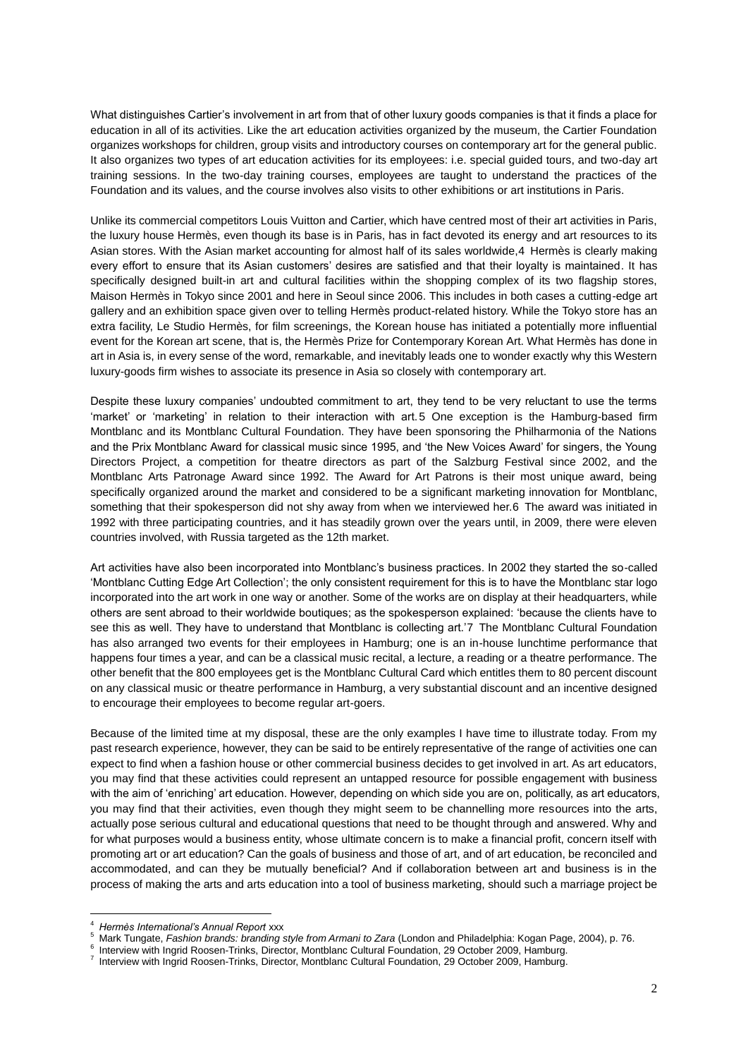What distinguishes Cartier's involvement in art from that of other luxury goods companies is that it finds a place for education in all of its activities. Like the art education activities organized by the museum, the Cartier Foundation organizes workshops for children, group visits and introductory courses on contemporary art for the general public. It also organizes two types of art education activities for its employees: i.e. special guided tours, and two-day art training sessions. In the two-day training courses, employees are taught to understand the practices of the Foundation and its values, and the course involves also visits to other exhibitions or art institutions in Paris.

Unlike its commercial competitors Louis Vuitton and Cartier, which have centred most of their art activities in Paris, the luxury house Hermès, even though its base is in Paris, has in fact devoted its energy and art resources to its Asian stores. With the Asian market accounting for almost half of its sales worldwide,[4] Hermès is clearly making every effort to ensure that its Asian customers' desires are satisfied and that their loyalty is maintained. It has specifically designed built-in art and cultural facilities within the shopping complex of its two flagship stores, Maison Hermès in Tokyo since 2001 and here in Seoul since 2006. This includes in both cases a cutting-edge art gallery and an exhibition space given over to telling Hermès product-related history. While the Tokyo store has an extra facility, Le Studio Hermès, for film screenings, the Korean house has initiated a potentially more influential event for the Korean art scene, that is, the Hermès Prize for Contemporary Korean Art. What Hermès has done in art in Asia is, in every sense of the word, remarkable, and inevitably leads one to wonder exactly why this Western luxury-goods firm wishes to associate its presence in Asia so closely with contemporary art.

Despite these luxury companies' undoubted commitment to art, they tend to be very reluctant to use the terms 'market' or 'marketing' in relation to their interaction with art.[5] One exception is the Hamburg-based firm Montblanc and its Montblanc Cultural Foundation. They have been sponsoring the Philharmonia of the Nations and the Prix Montblanc Award for classical music since 1995, and 'the New Voices Award' for singers, the Young Directors Project, a competition for theatre directors as part of the Salzburg Festival since 2002, and the Montblanc Arts Patronage Award since 1992. The Award for Art Patrons is their most unique award, being specifically organized around the market and considered to be a significant marketing innovation for Montblanc, something that their spokesperson did not shy away from when we interviewed her.[6] The award was initiated in 1992 with three participating countries, and it has steadily grown over the years until, in 2009, there were eleven countries involved, with Russia targeted as the 12th market.

Art activities have also been incorporated into Montblanc's business practices. In 2002 they started the so-called 'Montblanc Cutting Edge Art Collection'; the only consistent requirement for this is to have the Montblanc star logo incorporated into the art work in one way or another. Some of the works are on display at their headquarters, while others are sent abroad to their worldwide boutiques; as the spokesperson explained: 'because the clients have to see this as well. They have to understand that Montblanc is collecting art.'[7] The Montblanc Cultural Foundation has also arranged two events for their employees in Hamburg; one is an in-house lunchtime performance that happens four times a year, and can be a classical music recital, a lecture, a reading or a theatre performance. The other benefit that the 800 employees get is the Montblanc Cultural Card which entitles them to 80 percent discount on any classical music or theatre performance in Hamburg, a very substantial discount and an incentive designed to encourage their employees to become regular art-goers.

Because of the limited time at my disposal, these are the only examples I have time to illustrate today. From my past research experience, however, they can be said to be entirely representative of the range of activities one can expect to find when a fashion house or other commercial business decides to get involved in art. As art educators, you may find that these activities could represent an untapped resource for possible engagement with business with the aim of 'enriching' art education. However, depending on which side you are on, politically, as art educators, you may find that their activities, even though they might seem to be channelling more resources into the arts, actually pose serious cultural and educational questions that need to be thought through and answered. Why and for what purposes would a business entity, whose ultimate concern is to make a financial profit, concern itself with promoting art or art education? Can the goals of business and those of art, and of art education, be reconciled and accommodated, and can they be mutually beneficial? And if collaboration between art and business is in the process of making the arts and arts education into a tool of business marketing, should such a marriage project be

---

[4] *Hermès International's Annual Report* xxx

[5] Mark Tungate, *Fashion brands: branding style from Armani to Zara* (London and Philadelphia: Kogan Page, 2004), p. 76.

[6] Interview with Ingrid Roosen-Trinks, Director, Montblanc Cultural Foundation, 29 October 2009, Hamburg.

[7] Interview with Ingrid Roosen-Trinks, Director, Montblanc Cultural Foundation, 29 October 2009, Hamburg.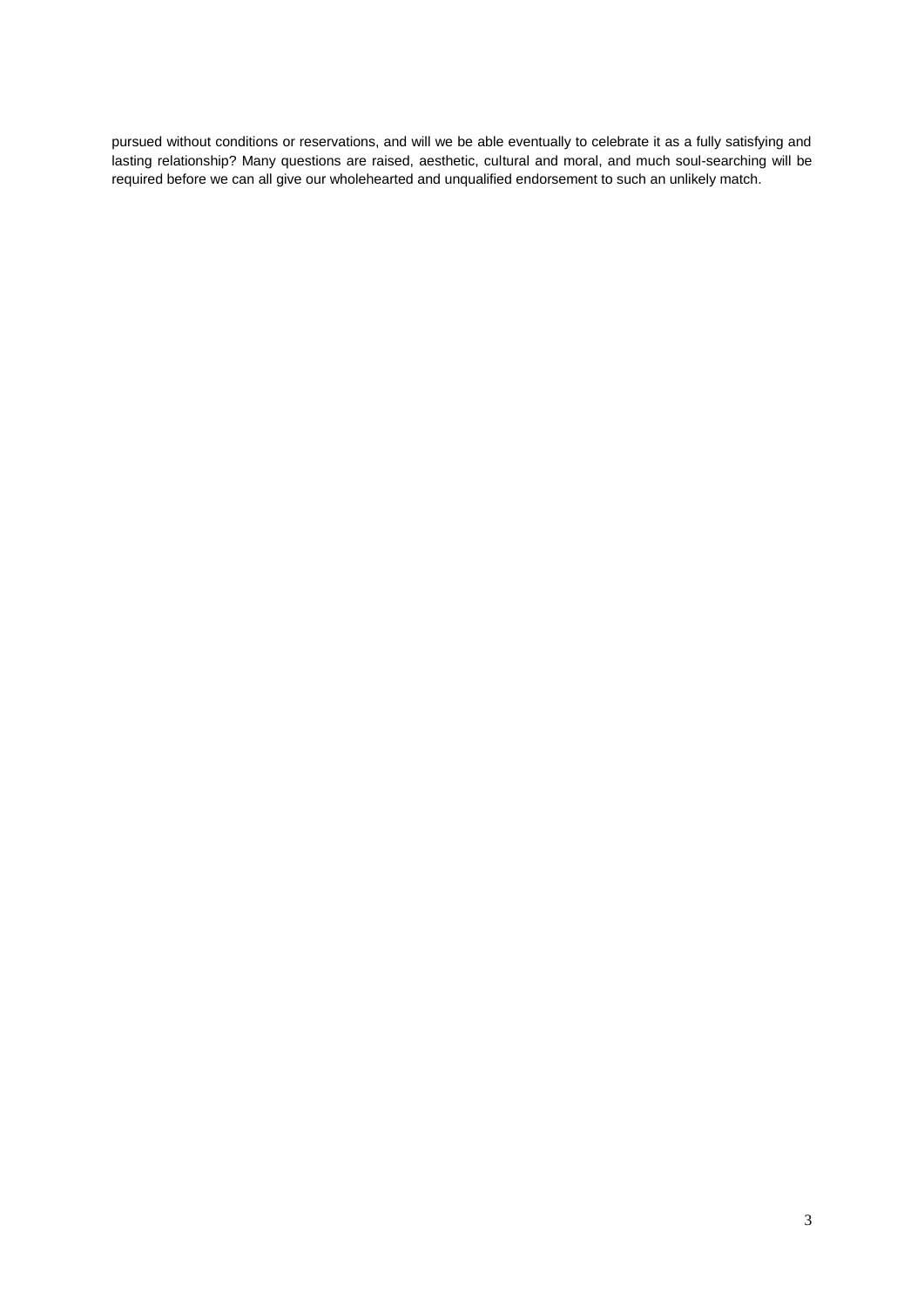pursued without conditions or reservations, and will we be able eventually to celebrate it as a fully satisfying and lasting relationship? Many questions are raised, aesthetic, cultural and moral, and much soul-searching will be required before we can all give our wholehearted and unqualified endorsement to such an unlikely match.